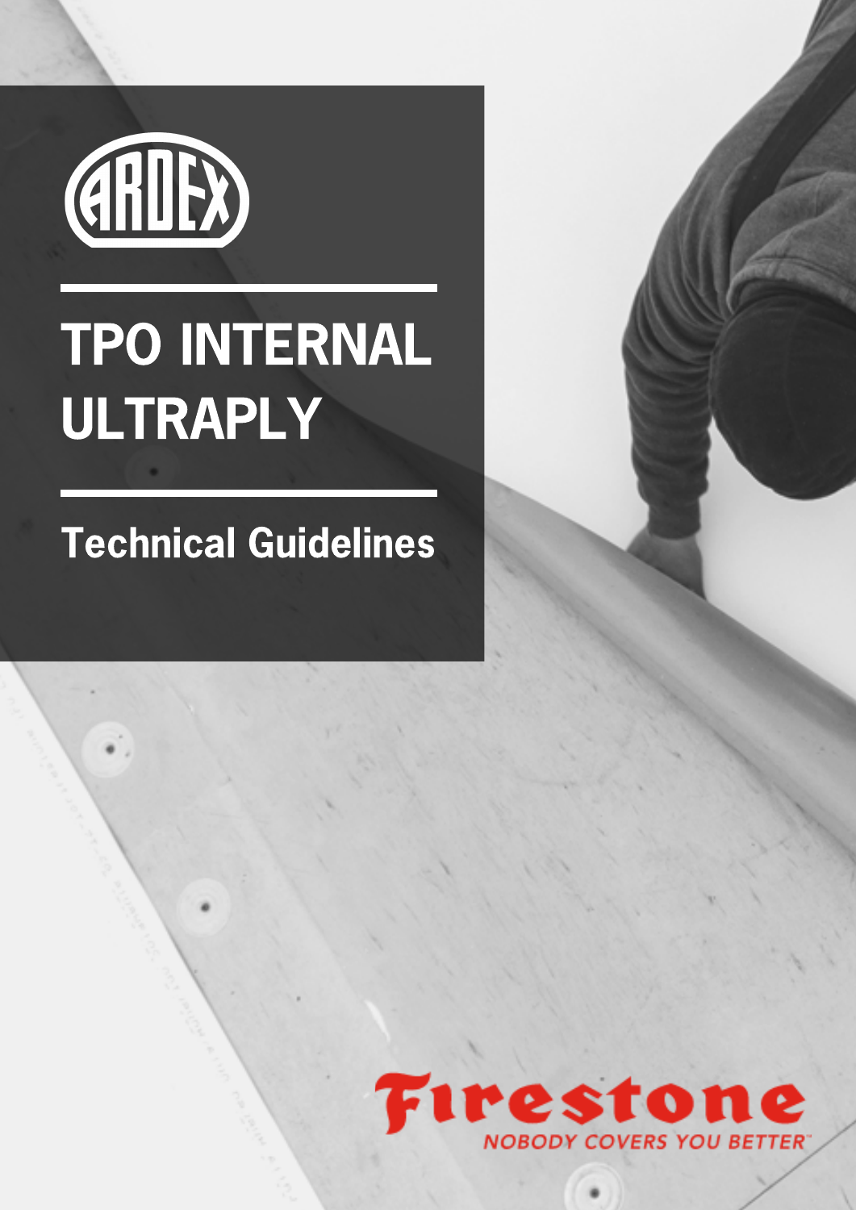ARDEX

# TPO INTERNAL ULTRAPLY

## Technical Guidelines

Firestone
NOBODY COVERS YOU BETTER™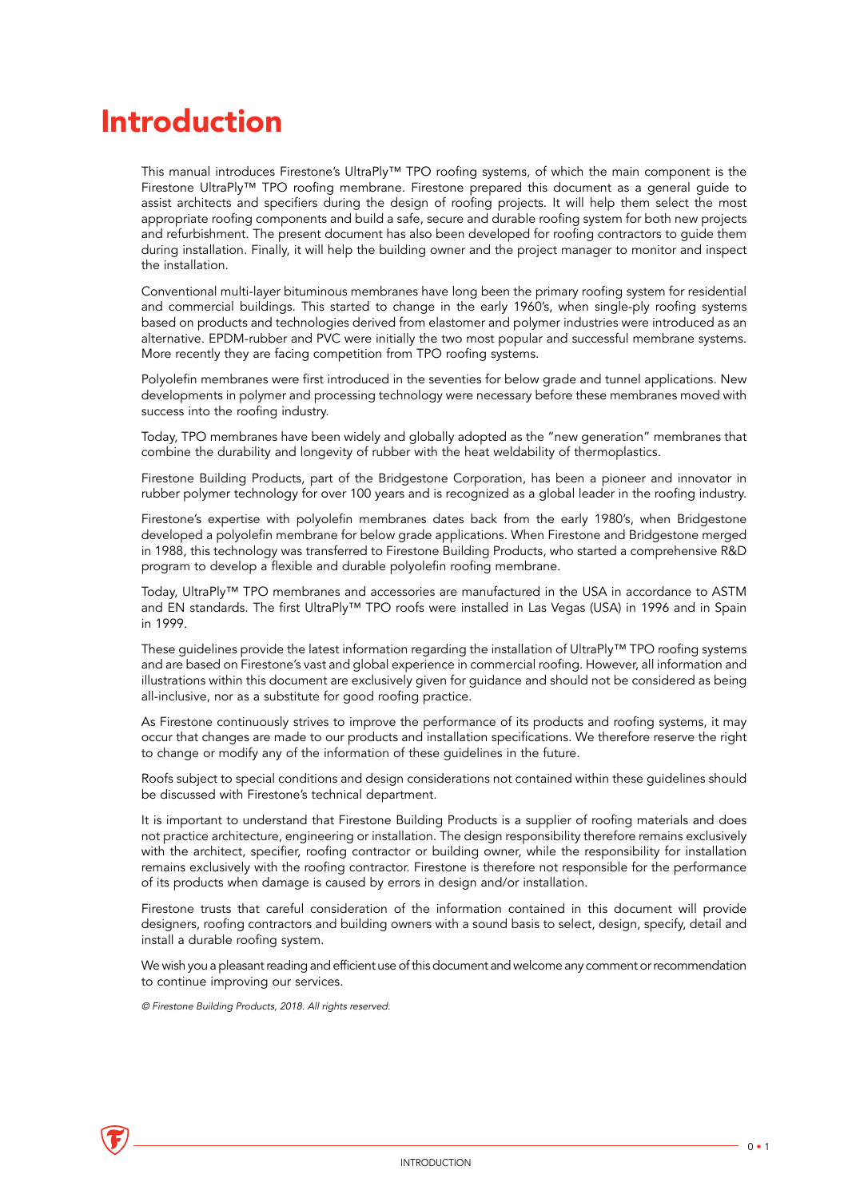# Introduction

This manual introduces Firestone's UltraPly™ TPO roofing systems, of which the main component is the Firestone UltraPly™ TPO roofing membrane. Firestone prepared this document as a general guide to assist architects and specifiers during the design of roofing projects. It will help them select the most appropriate roofing components and build a safe, secure and durable roofing system for both new projects and refurbishment. The present document has also been developed for roofing contractors to guide them during installation. Finally, it will help the building owner and the project manager to monitor and inspect the installation.

Conventional multi-layer bituminous membranes have long been the primary roofing system for residential and commercial buildings. This started to change in the early 1960's, when single-ply roofing systems based on products and technologies derived from elastomer and polymer industries were introduced as an alternative. EPDM-rubber and PVC were initially the two most popular and successful membrane systems. More recently they are facing competition from TPO roofing systems.

Polyolefin membranes were first introduced in the seventies for below grade and tunnel applications. New developments in polymer and processing technology were necessary before these membranes moved with success into the roofing industry.

Today, TPO membranes have been widely and globally adopted as the "new generation" membranes that combine the durability and longevity of rubber with the heat weldability of thermoplastics.

Firestone Building Products, part of the Bridgestone Corporation, has been a pioneer and innovator in rubber polymer technology for over 100 years and is recognized as a global leader in the roofing industry.

Firestone's expertise with polyolefin membranes dates back from the early 1980's, when Bridgestone developed a polyolefin membrane for below grade applications. When Firestone and Bridgestone merged in 1988, this technology was transferred to Firestone Building Products, who started a comprehensive R&D program to develop a flexible and durable polyolefin roofing membrane.

Today, UltraPly™ TPO membranes and accessories are manufactured in the USA in accordance to ASTM and EN standards. The first UltraPly™ TPO roofs were installed in Las Vegas (USA) in 1996 and in Spain in 1999.

These guidelines provide the latest information regarding the installation of UltraPly™ TPO roofing systems and are based on Firestone's vast and global experience in commercial roofing. However, all information and illustrations within this document are exclusively given for guidance and should not be considered as being all-inclusive, nor as a substitute for good roofing practice.

As Firestone continuously strives to improve the performance of its products and roofing systems, it may occur that changes are made to our products and installation specifications. We therefore reserve the right to change or modify any of the information of these guidelines in the future.

Roofs subject to special conditions and design considerations not contained within these guidelines should be discussed with Firestone's technical department.

It is important to understand that Firestone Building Products is a supplier of roofing materials and does not practice architecture, engineering or installation. The design responsibility therefore remains exclusively with the architect, specifier, roofing contractor or building owner, while the responsibility for installation remains exclusively with the roofing contractor. Firestone is therefore not responsible for the performance of its products when damage is caused by errors in design and/or installation.

Firestone trusts that careful consideration of the information contained in this document will provide designers, roofing contractors and building owners with a sound basis to select, design, specify, detail and install a durable roofing system.

We wish you a pleasant reading and efficient use of this document and welcome any comment or recommendation to continue improving our services.

*© Firestone Building Products, 2018. All rights reserved.*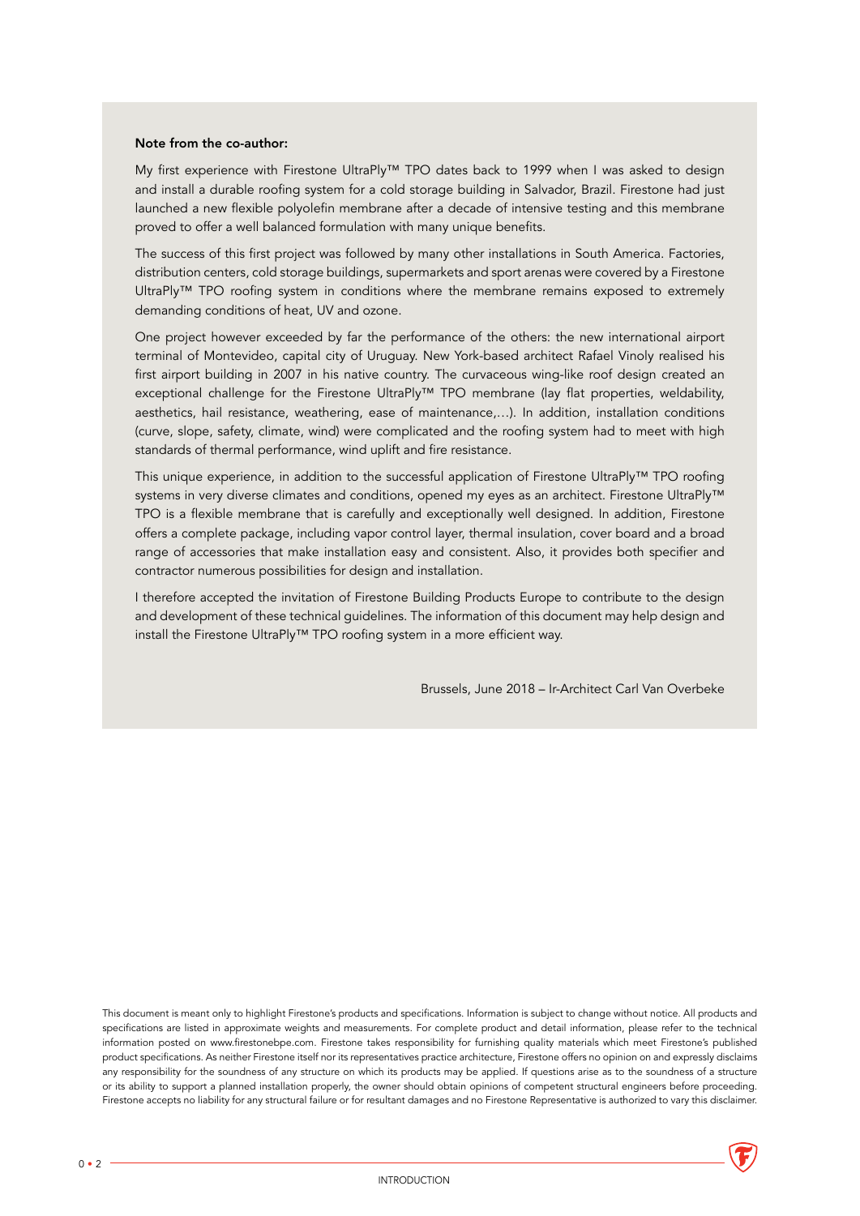**Note from the co-author:**

My first experience with Firestone UltraPly™ TPO dates back to 1999 when I was asked to design and install a durable roofing system for a cold storage building in Salvador, Brazil. Firestone had just launched a new flexible polyolefin membrane after a decade of intensive testing and this membrane proved to offer a well balanced formulation with many unique benefits.

The success of this first project was followed by many other installations in South America. Factories, distribution centers, cold storage buildings, supermarkets and sport arenas were covered by a Firestone UltraPly™ TPO roofing system in conditions where the membrane remains exposed to extremely demanding conditions of heat, UV and ozone.

One project however exceeded by far the performance of the others: the new international airport terminal of Montevideo, capital city of Uruguay. New York-based architect Rafael Vinoly realised his first airport building in 2007 in his native country. The curvaceous wing-like roof design created an exceptional challenge for the Firestone UltraPly™ TPO membrane (lay flat properties, weldability, aesthetics, hail resistance, weathering, ease of maintenance,…). In addition, installation conditions (curve, slope, safety, climate, wind) were complicated and the roofing system had to meet with high standards of thermal performance, wind uplift and fire resistance.

This unique experience, in addition to the successful application of Firestone UltraPly™ TPO roofing systems in very diverse climates and conditions, opened my eyes as an architect. Firestone UltraPly™ TPO is a flexible membrane that is carefully and exceptionally well designed. In addition, Firestone offers a complete package, including vapor control layer, thermal insulation, cover board and a broad range of accessories that make installation easy and consistent. Also, it provides both specifier and contractor numerous possibilities for design and installation.

I therefore accepted the invitation of Firestone Building Products Europe to contribute to the design and development of these technical guidelines. The information of this document may help design and install the Firestone UltraPly™ TPO roofing system in a more efficient way.

Brussels, June 2018 – Ir-Architect Carl Van Overbeke

This document is meant only to highlight Firestone's products and specifications. Information is subject to change without notice. All products and specifications are listed in approximate weights and measurements. For complete product and detail information, please refer to the technical information posted on www.firestonebpe.com. Firestone takes responsibility for furnishing quality materials which meet Firestone's published product specifications. As neither Firestone itself nor its representatives practice architecture, Firestone offers no opinion on and expressly disclaims any responsibility for the soundness of any structure on which its products may be applied. If questions arise as to the soundness of a structure or its ability to support a planned installation properly, the owner should obtain opinions of competent structural engineers before proceeding. Firestone accepts no liability for any structural failure or for resultant damages and no Firestone Representative is authorized to vary this disclaimer.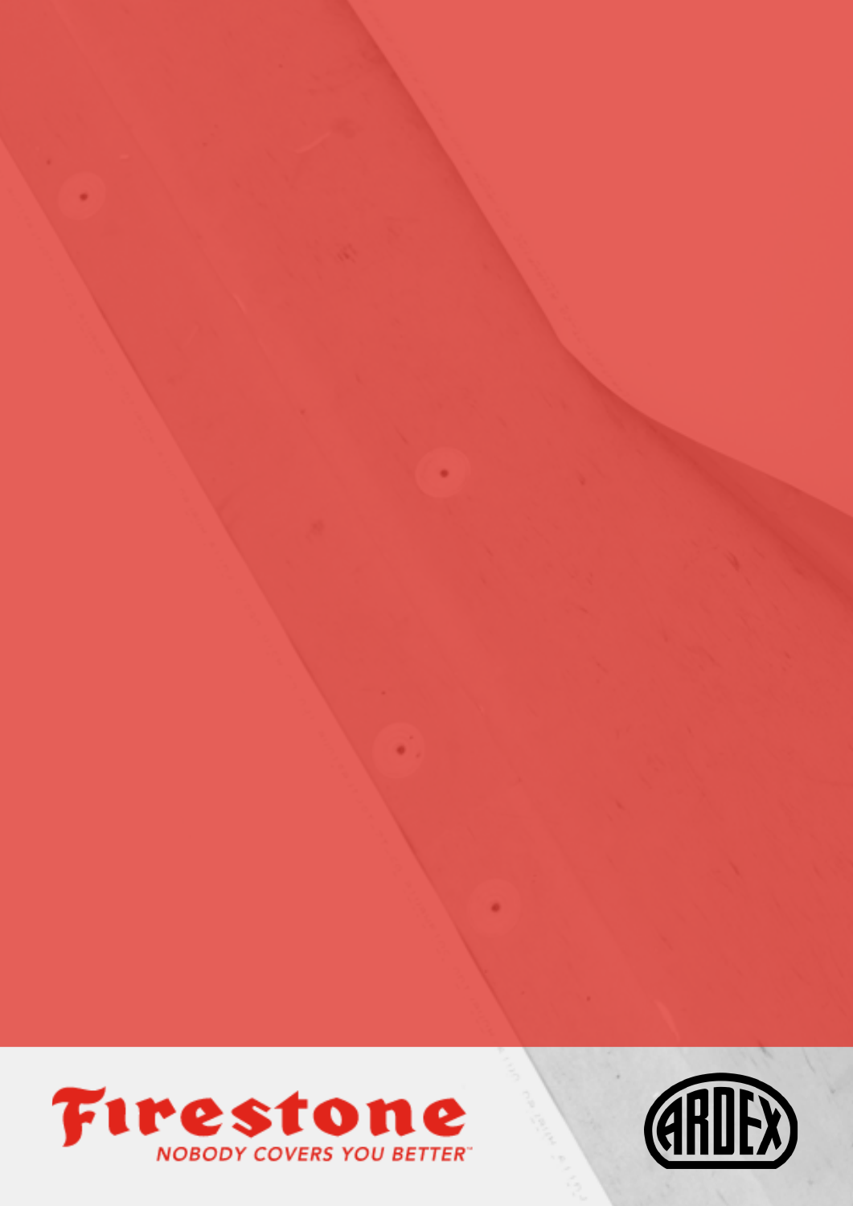Firestone

NOBODY COVERS YOU BETTER™

ARDEX